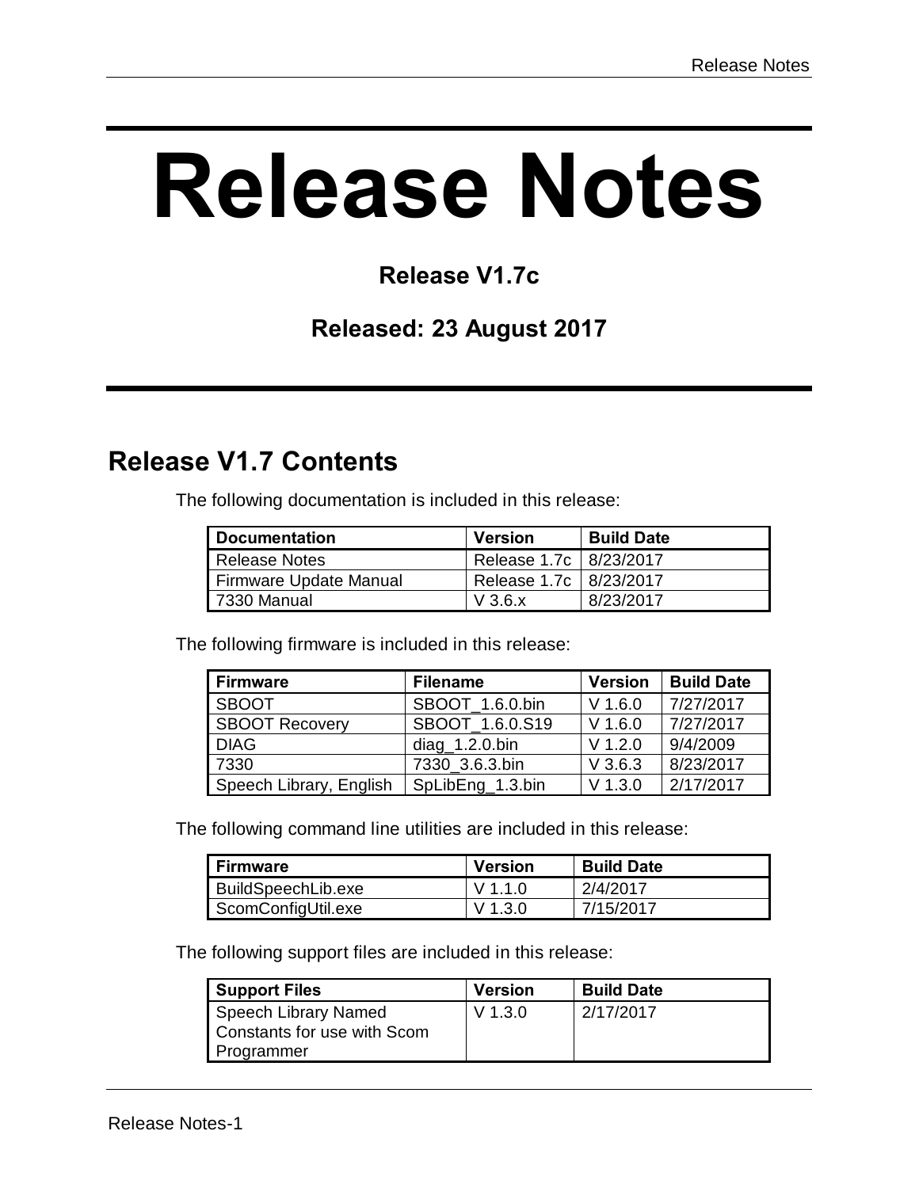# Release Notes

**Release V1.7c**

**Released: 23 August 2017**

## Release V1.7 Contents

The following documentation is included in this release:

| Documentation | Version | Build Date |
|---|---|---|
| Release Notes | Release 1.7c | 8/23/2017 |
| Firmware Update Manual | Release 1.7c | 8/23/2017 |
| 7330 Manual | V 3.6.x | 8/23/2017 |

The following firmware is included in this release:

| Firmware | Filename | Version | Build Date |
|---|---|---|---|
| SBOOT | SBOOT_1.6.0.bin | V 1.6.0 | 7/27/2017 |
| SBOOT Recovery | SBOOT_1.6.0.S19 | V 1.6.0 | 7/27/2017 |
| DIAG | diag_1.2.0.bin | V 1.2.0 | 9/4/2009 |
| 7330 | 7330_3.6.3.bin | V 3.6.3 | 8/23/2017 |
| Speech Library, English | SpLibEng_1.3.bin | V 1.3.0 | 2/17/2017 |

The following command line utilities are included in this release:

| Firmware | Version | Build Date |
|---|---|---|
| BuildSpeechLib.exe | V 1.1.0 | 2/4/2017 |
| ScomConfigUtil.exe | V 1.3.0 | 7/15/2017 |

The following support files are included in this release:

| Support Files | Version | Build Date |
|---|---|---|
| Speech Library Named Constants for use with Scom Programmer | V 1.3.0 | 2/17/2017 |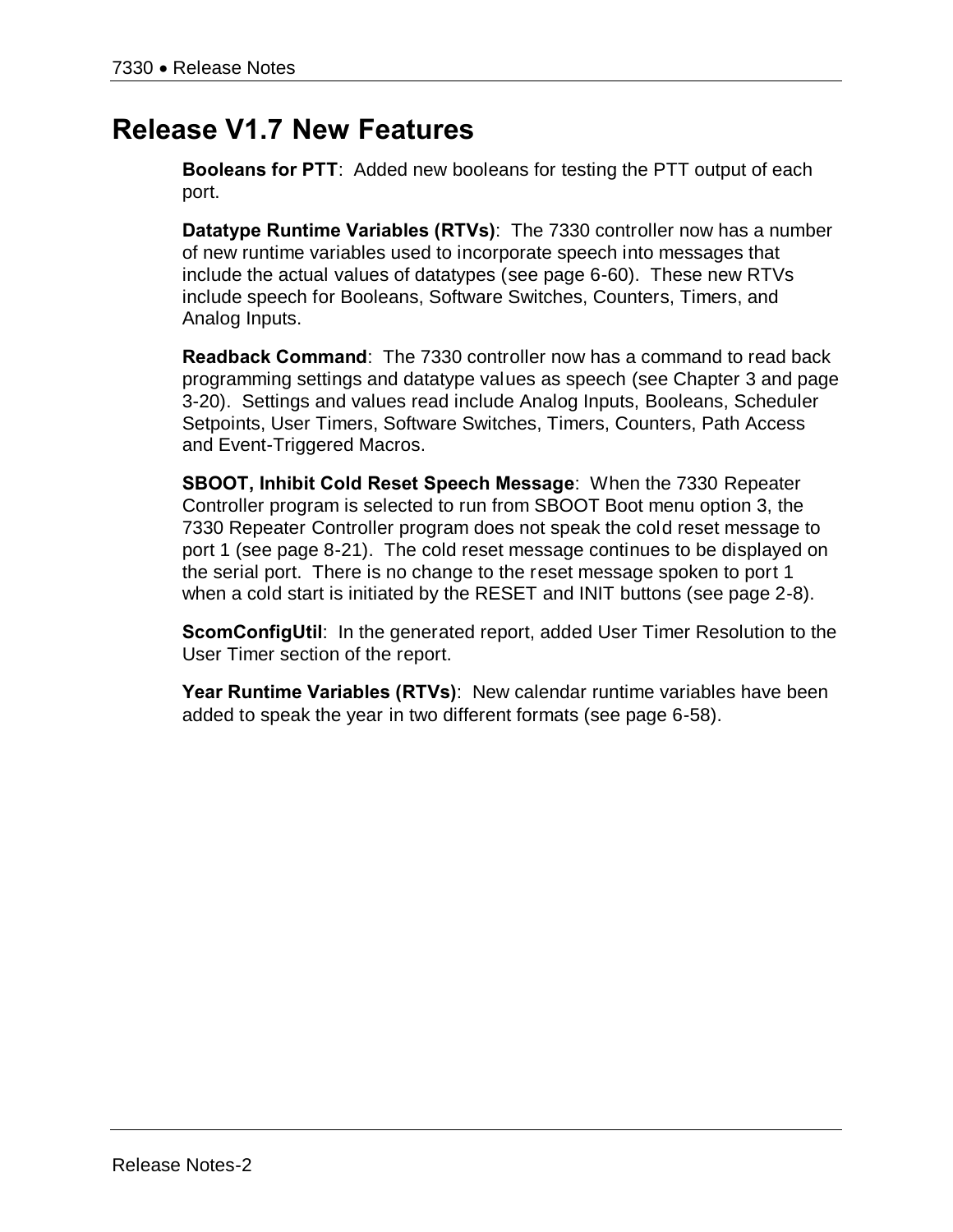# Release V1.7 New Features

**Booleans for PTT**: Added new booleans for testing the PTT output of each port.

**Datatype Runtime Variables (RTVs)**: The 7330 controller now has a number of new runtime variables used to incorporate speech into messages that include the actual values of datatypes (see page 6-60). These new RTVs include speech for Booleans, Software Switches, Counters, Timers, and Analog Inputs.

**Readback Command**: The 7330 controller now has a command to read back programming settings and datatype values as speech (see Chapter 3 and page 3-20). Settings and values read include Analog Inputs, Booleans, Scheduler Setpoints, User Timers, Software Switches, Timers, Counters, Path Access and Event-Triggered Macros.

**SBOOT, Inhibit Cold Reset Speech Message**: When the 7330 Repeater Controller program is selected to run from SBOOT Boot menu option 3, the 7330 Repeater Controller program does not speak the cold reset message to port 1 (see page 8-21). The cold reset message continues to be displayed on the serial port. There is no change to the reset message spoken to port 1 when a cold start is initiated by the RESET and INIT buttons (see page 2-8).

**ScomConfigUtil**: In the generated report, added User Timer Resolution to the User Timer section of the report.

**Year Runtime Variables (RTVs)**: New calendar runtime variables have been added to speak the year in two different formats (see page 6-58).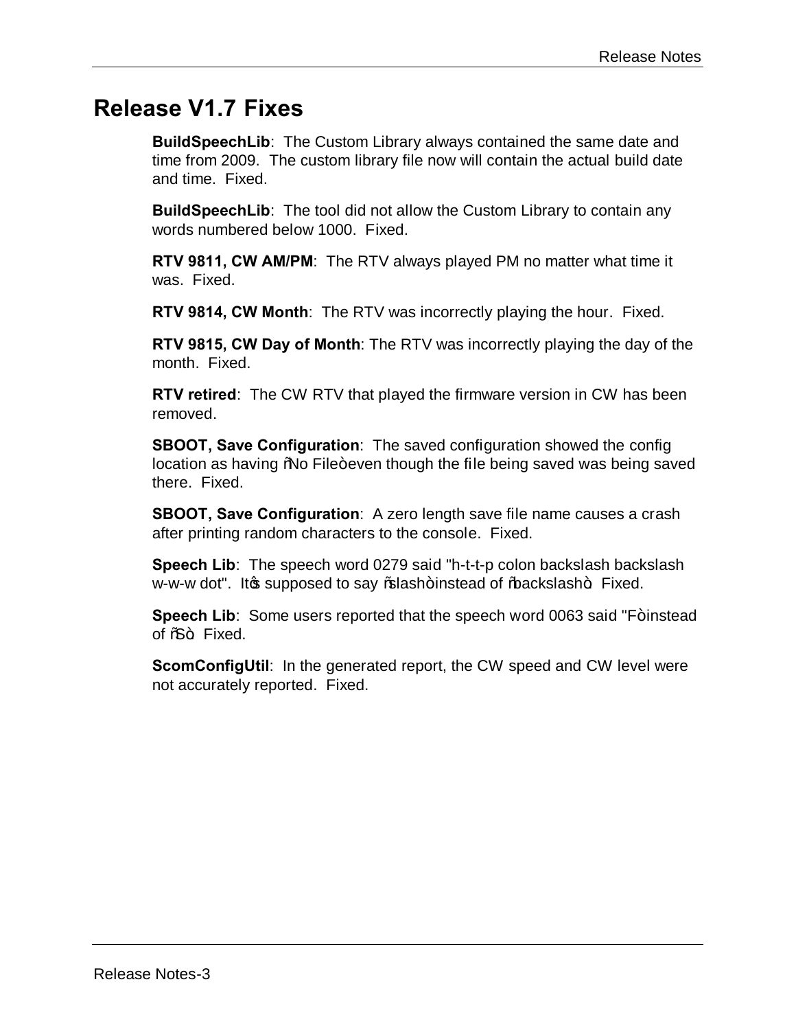# Release V1.7 Fixes

**BuildSpeechLib**: The Custom Library always contained the same date and time from 2009. The custom library file now will contain the actual build date and time. Fixed.

**BuildSpeechLib**: The tool did not allow the Custom Library to contain any words numbered below 1000. Fixed.

**RTV 9811, CW AM/PM**: The RTV always played PM no matter what time it was. Fixed.

**RTV 9814, CW Month**: The RTV was incorrectly playing the hour. Fixed.

**RTV 9815, CW Day of Month**: The RTV was incorrectly playing the day of the month. Fixed.

**RTV retired**: The CW RTV that played the firmware version in CW has been removed.

**SBOOT, Save Configuration**: The saved configuration showed the config location as having “No File” even though the file being saved was being saved there. Fixed.

**SBOOT, Save Configuration**: A zero length save file name causes a crash after printing random characters to the console. Fixed.

**Speech Lib**: The speech word 0279 said "h-t-t-p colon backslash backslash w-w-w dot". It’s supposed to say “slash” instead of “backslash”. Fixed.

**Speech Lib**: Some users reported that the speech word 0063 said "F” instead of “S”. Fixed.

**ScomConfigUtil**: In the generated report, the CW speed and CW level were not accurately reported. Fixed.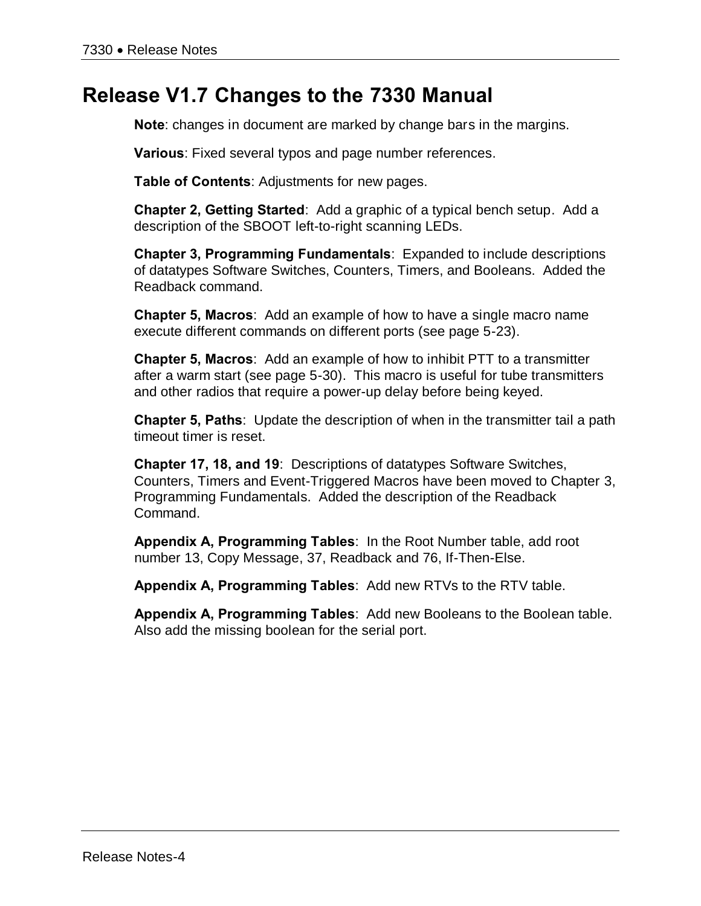# Release V1.7 Changes to the 7330 Manual

**Note**: changes in document are marked by change bars in the margins.

**Various**: Fixed several typos and page number references.

**Table of Contents**: Adjustments for new pages.

**Chapter 2, Getting Started**: Add a graphic of a typical bench setup. Add a description of the SBOOT left-to-right scanning LEDs.

**Chapter 3, Programming Fundamentals**: Expanded to include descriptions of datatypes Software Switches, Counters, Timers, and Booleans. Added the Readback command.

**Chapter 5, Macros**: Add an example of how to have a single macro name execute different commands on different ports (see page 5-23).

**Chapter 5, Macros**: Add an example of how to inhibit PTT to a transmitter after a warm start (see page 5-30). This macro is useful for tube transmitters and other radios that require a power-up delay before being keyed.

**Chapter 5, Paths**: Update the description of when in the transmitter tail a path timeout timer is reset.

**Chapter 17, 18, and 19**: Descriptions of datatypes Software Switches, Counters, Timers and Event-Triggered Macros have been moved to Chapter 3, Programming Fundamentals. Added the description of the Readback Command.

**Appendix A, Programming Tables**: In the Root Number table, add root number 13, Copy Message, 37, Readback and 76, If-Then-Else.

**Appendix A, Programming Tables**: Add new RTVs to the RTV table.

**Appendix A, Programming Tables**: Add new Booleans to the Boolean table. Also add the missing boolean for the serial port.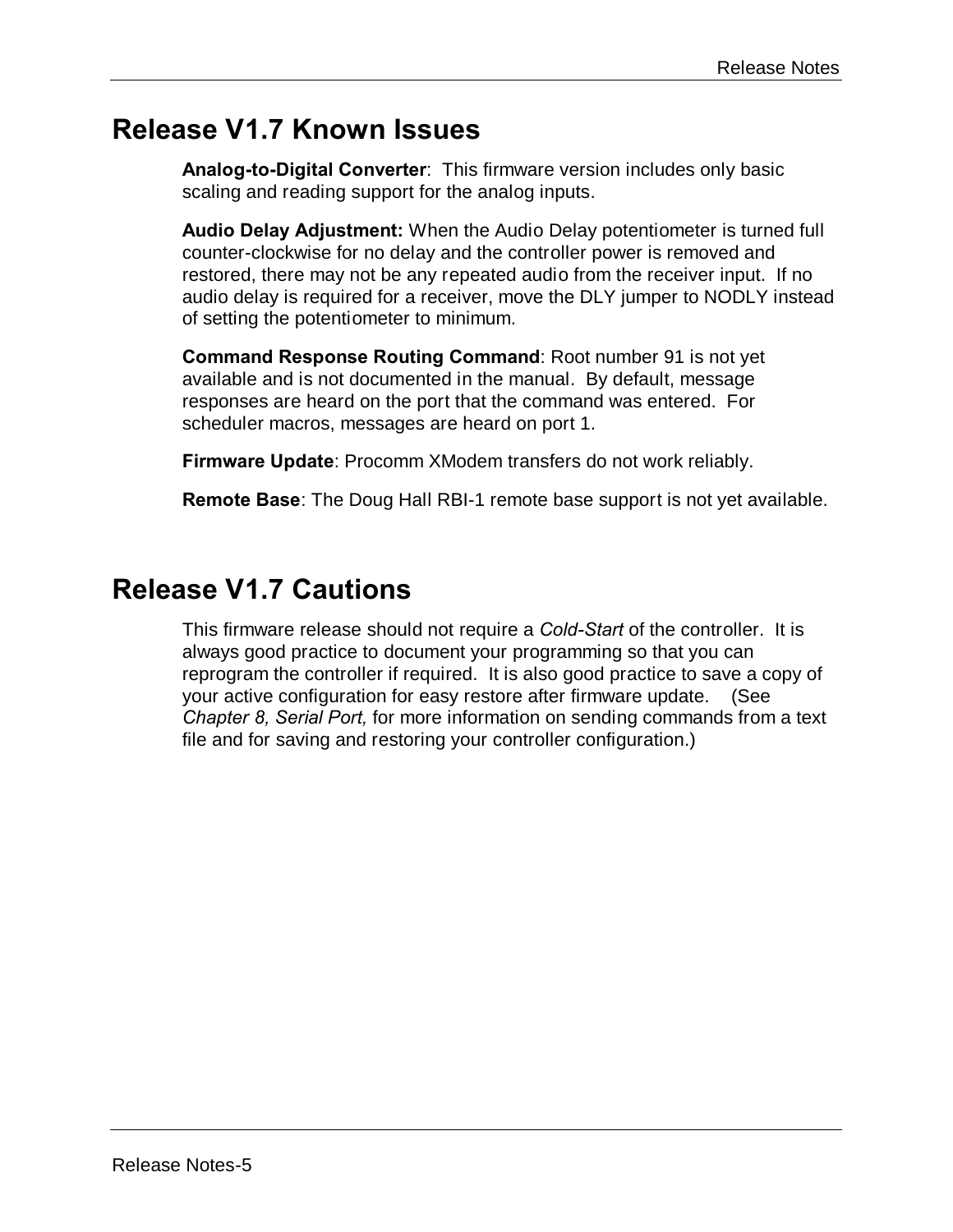## Release V1.7 Known Issues

**Analog-to-Digital Converter**: This firmware version includes only basic scaling and reading support for the analog inputs.

**Audio Delay Adjustment:** When the Audio Delay potentiometer is turned full counter-clockwise for no delay and the controller power is removed and restored, there may not be any repeated audio from the receiver input. If no audio delay is required for a receiver, move the DLY jumper to NODLY instead of setting the potentiometer to minimum.

**Command Response Routing Command**: Root number 91 is not yet available and is not documented in the manual. By default, message responses are heard on the port that the command was entered. For scheduler macros, messages are heard on port 1.

**Firmware Update**: Procomm XModem transfers do not work reliably.

**Remote Base**: The Doug Hall RBI-1 remote base support is not yet available.

## Release V1.7 Cautions

This firmware release should not require a *Cold-Start* of the controller. It is always good practice to document your programming so that you can reprogram the controller if required. It is also good practice to save a copy of your active configuration for easy restore after firmware update. (See *Chapter 8, Serial Port,* for more information on sending commands from a text file and for saving and restoring your controller configuration.)